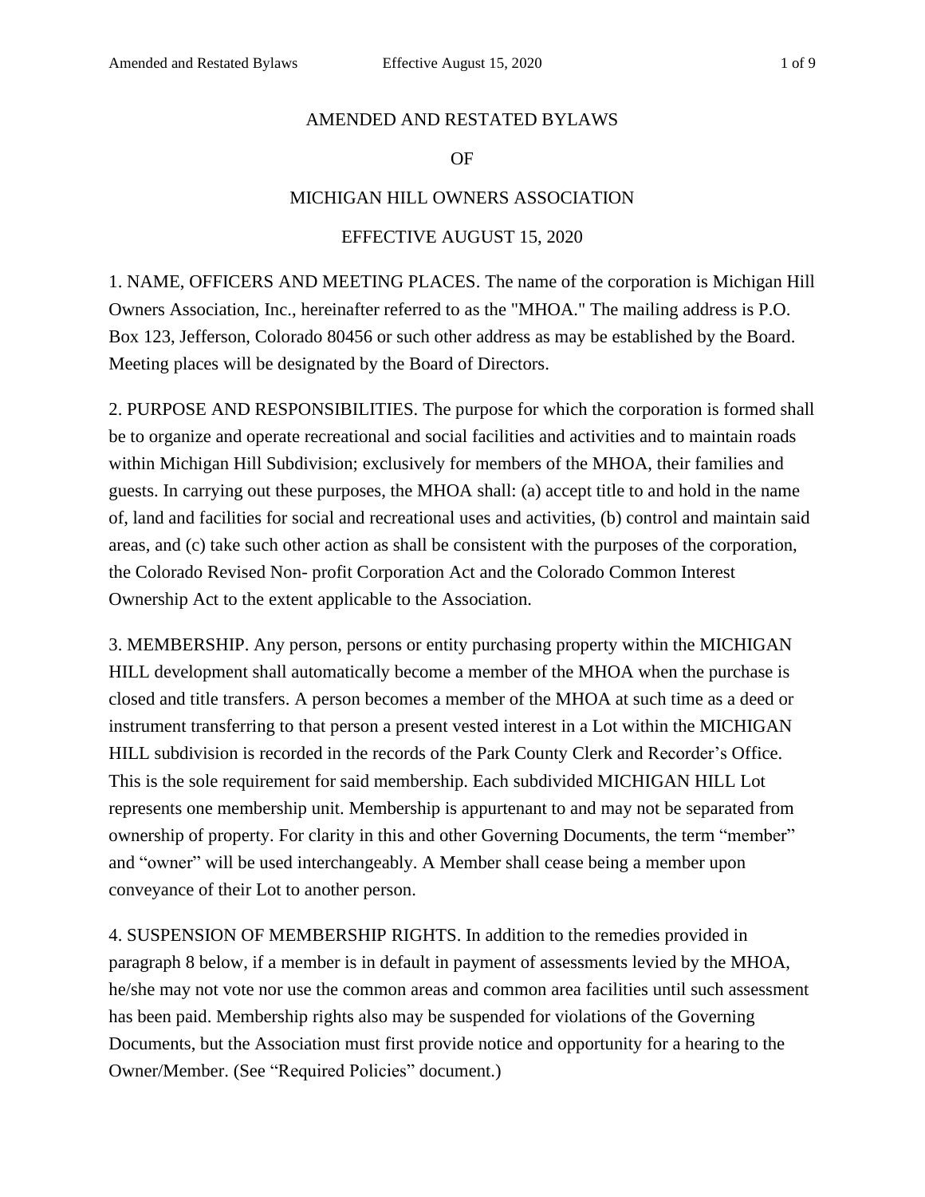# AMENDED AND RESTATED BYLAWS

# OF

# MICHIGAN HILL OWNERS ASSOCIATION

# EFFECTIVE AUGUST 15, 2020

1. NAME, OFFICERS AND MEETING PLACES. The name of the corporation is Michigan Hill Owners Association, Inc., hereinafter referred to as the "MHOA." The mailing address is P.O. Box 123, Jefferson, Colorado 80456 or such other address as may be established by the Board. Meeting places will be designated by the Board of Directors.

2. PURPOSE AND RESPONSIBILITIES. The purpose for which the corporation is formed shall be to organize and operate recreational and social facilities and activities and to maintain roads within Michigan Hill Subdivision; exclusively for members of the MHOA, their families and guests. In carrying out these purposes, the MHOA shall: (a) accept title to and hold in the name of, land and facilities for social and recreational uses and activities, (b) control and maintain said areas, and (c) take such other action as shall be consistent with the purposes of the corporation, the Colorado Revised Non- profit Corporation Act and the Colorado Common Interest Ownership Act to the extent applicable to the Association.

3. MEMBERSHIP. Any person, persons or entity purchasing property within the MICHIGAN HILL development shall automatically become a member of the MHOA when the purchase is closed and title transfers. A person becomes a member of the MHOA at such time as a deed or instrument transferring to that person a present vested interest in a Lot within the MICHIGAN HILL subdivision is recorded in the records of the Park County Clerk and Recorder's Office. This is the sole requirement for said membership. Each subdivided MICHIGAN HILL Lot represents one membership unit. Membership is appurtenant to and may not be separated from ownership of property. For clarity in this and other Governing Documents, the term "member" and "owner" will be used interchangeably. A Member shall cease being a member upon conveyance of their Lot to another person.

4. SUSPENSION OF MEMBERSHIP RIGHTS. In addition to the remedies provided in paragraph 8 below, if a member is in default in payment of assessments levied by the MHOA, he/she may not vote nor use the common areas and common area facilities until such assessment has been paid. Membership rights also may be suspended for violations of the Governing Documents, but the Association must first provide notice and opportunity for a hearing to the Owner/Member. (See "Required Policies" document.)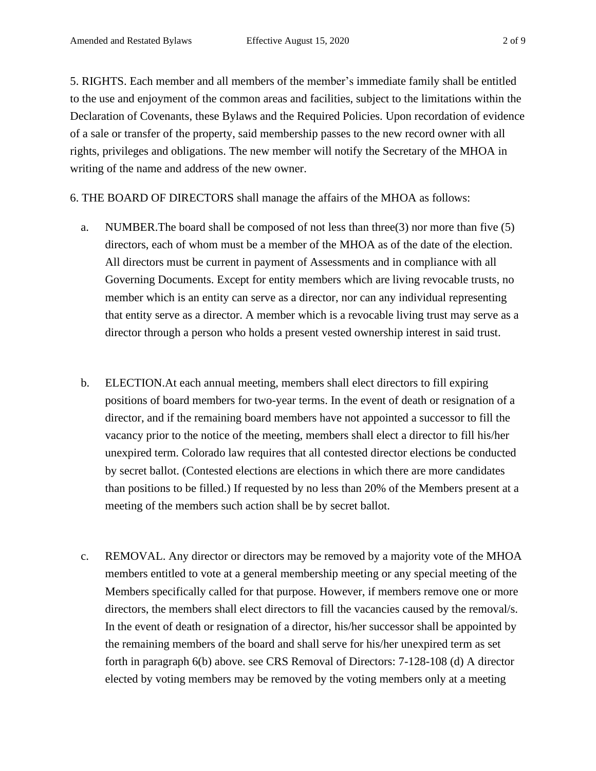5. RIGHTS. Each member and all members of the member's immediate family shall be entitled to the use and enjoyment of the common areas and facilities, subject to the limitations within the Declaration of Covenants, these Bylaws and the Required Policies. Upon recordation of evidence of a sale or transfer of the property, said membership passes to the new record owner with all rights, privileges and obligations. The new member will notify the Secretary of the MHOA in writing of the name and address of the new owner.

6. THE BOARD OF DIRECTORS shall manage the affairs of the MHOA as follows:

a. NUMBER.The board shall be composed of not less than three(3) nor more than five (5) directors, each of whom must be a member of the MHOA as of the date of the election. All directors must be current in payment of Assessments and in compliance with all Governing Documents. Except for entity members which are living revocable trusts, no member which is an entity can serve as a director, nor can any individual representing that entity serve as a director. A member which is a revocable living trust may serve as a director through a person who holds a present vested ownership interest in said trust.

b. ELECTION.At each annual meeting, members shall elect directors to fill expiring positions of board members for two-year terms. In the event of death or resignation of a director, and if the remaining board members have not appointed a successor to fill the vacancy prior to the notice of the meeting, members shall elect a director to fill his/her unexpired term. Colorado law requires that all contested director elections be conducted by secret ballot. (Contested elections are elections in which there are more candidates than positions to be filled.) If requested by no less than 20% of the Members present at a meeting of the members such action shall be by secret ballot.

c. REMOVAL. Any director or directors may be removed by a majority vote of the MHOA members entitled to vote at a general membership meeting or any special meeting of the Members specifically called for that purpose. However, if members remove one or more directors, the members shall elect directors to fill the vacancies caused by the removal/s. In the event of death or resignation of a director, his/her successor shall be appointed by the remaining members of the board and shall serve for his/her unexpired term as set forth in paragraph 6(b) above. see CRS Removal of Directors: 7-128-108 (d) A director elected by voting members may be removed by the voting members only at a meeting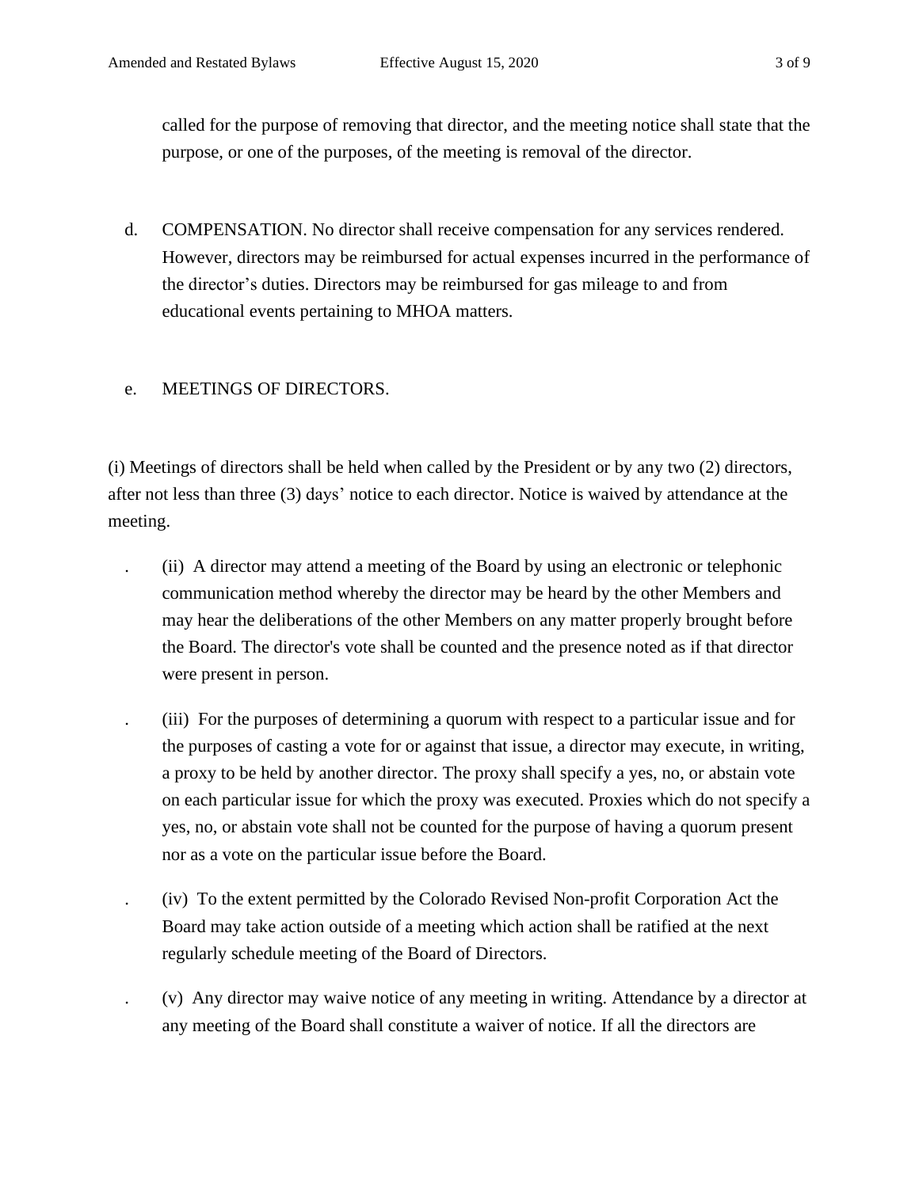called for the purpose of removing that director, and the meeting notice shall state that the purpose, or one of the purposes, of the meeting is removal of the director.

d. COMPENSATION. No director shall receive compensation for any services rendered. However, directors may be reimbursed for actual expenses incurred in the performance of the director's duties. Directors may be reimbursed for gas mileage to and from educational events pertaining to MHOA matters.

e. MEETINGS OF DIRECTORS.

(i) Meetings of directors shall be held when called by the President or by any two (2) directors, after not less than three (3) days' notice to each director. Notice is waived by attendance at the meeting.

(ii) A director may attend a meeting of the Board by using an electronic or telephonic communication method whereby the director may be heard by the other Members and may hear the deliberations of the other Members on any matter properly brought before the Board. The director's vote shall be counted and the presence noted as if that director were present in person.

(iii) For the purposes of determining a quorum with respect to a particular issue and for the purposes of casting a vote for or against that issue, a director may execute, in writing, a proxy to be held by another director. The proxy shall specify a yes, no, or abstain vote on each particular issue for which the proxy was executed. Proxies which do not specify a yes, no, or abstain vote shall not be counted for the purpose of having a quorum present nor as a vote on the particular issue before the Board.

(iv) To the extent permitted by the Colorado Revised Non-profit Corporation Act the Board may take action outside of a meeting which action shall be ratified at the next regularly schedule meeting of the Board of Directors.

(v) Any director may waive notice of any meeting in writing. Attendance by a director at any meeting of the Board shall constitute a waiver of notice. If all the directors are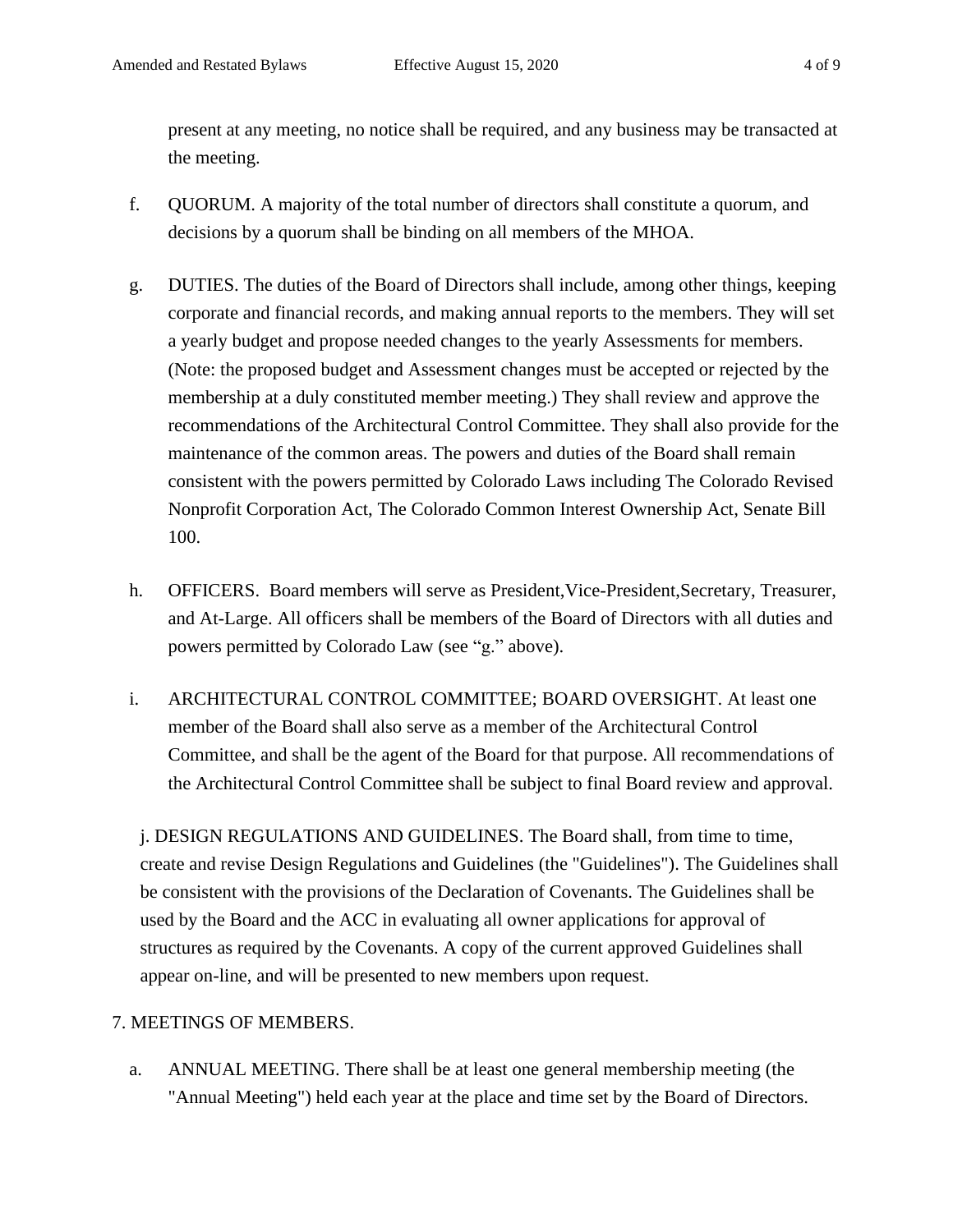present at any meeting, no notice shall be required, and any business may be transacted at the meeting.

f. QUORUM. A majority of the total number of directors shall constitute a quorum, and decisions by a quorum shall be binding on all members of the MHOA.

g. DUTIES. The duties of the Board of Directors shall include, among other things, keeping corporate and financial records, and making annual reports to the members. They will set a yearly budget and propose needed changes to the yearly Assessments for members. (Note: the proposed budget and Assessment changes must be accepted or rejected by the membership at a duly constituted member meeting.) They shall review and approve the recommendations of the Architectural Control Committee. They shall also provide for the maintenance of the common areas. The powers and duties of the Board shall remain consistent with the powers permitted by Colorado Laws including The Colorado Revised Nonprofit Corporation Act, The Colorado Common Interest Ownership Act, Senate Bill 100.

h. OFFICERS. Board members will serve as President,Vice-President,Secretary, Treasurer, and At-Large. All officers shall be members of the Board of Directors with all duties and powers permitted by Colorado Law (see "g." above).

i. ARCHITECTURAL CONTROL COMMITTEE; BOARD OVERSIGHT. At least one member of the Board shall also serve as a member of the Architectural Control Committee, and shall be the agent of the Board for that purpose. All recommendations of the Architectural Control Committee shall be subject to final Board review and approval.

j. DESIGN REGULATIONS AND GUIDELINES. The Board shall, from time to time, create and revise Design Regulations and Guidelines (the "Guidelines"). The Guidelines shall be consistent with the provisions of the Declaration of Covenants. The Guidelines shall be used by the Board and the ACC in evaluating all owner applications for approval of structures as required by the Covenants. A copy of the current approved Guidelines shall appear on-line, and will be presented to new members upon request.

7. MEETINGS OF MEMBERS.

a. ANNUAL MEETING. There shall be at least one general membership meeting (the "Annual Meeting") held each year at the place and time set by the Board of Directors.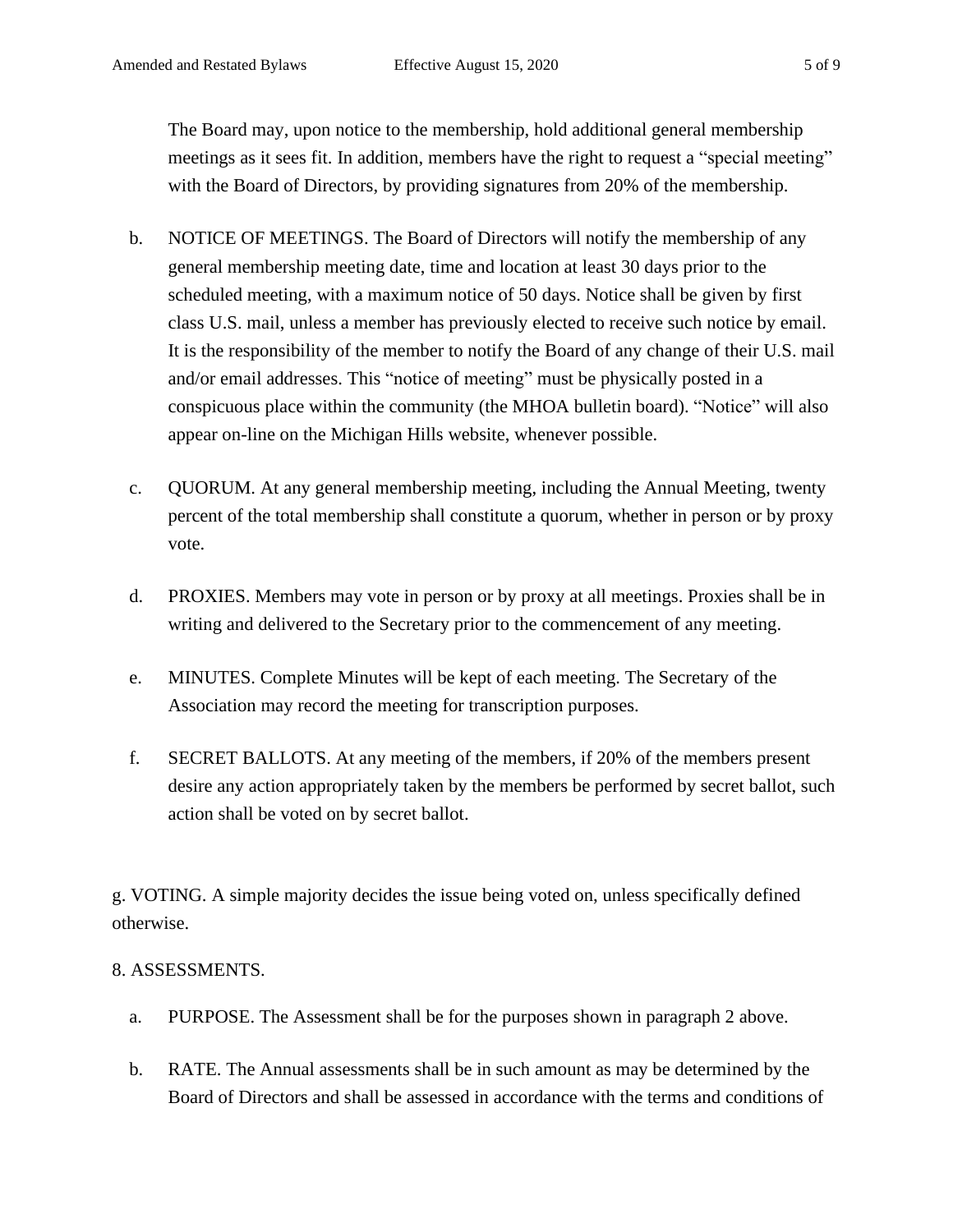The Board may, upon notice to the membership, hold additional general membership meetings as it sees fit. In addition, members have the right to request a "special meeting" with the Board of Directors, by providing signatures from 20% of the membership.

b. NOTICE OF MEETINGS. The Board of Directors will notify the membership of any general membership meeting date, time and location at least 30 days prior to the scheduled meeting, with a maximum notice of 50 days. Notice shall be given by first class U.S. mail, unless a member has previously elected to receive such notice by email. It is the responsibility of the member to notify the Board of any change of their U.S. mail and/or email addresses. This "notice of meeting" must be physically posted in a conspicuous place within the community (the MHOA bulletin board). "Notice" will also appear on-line on the Michigan Hills website, whenever possible.

c. QUORUM. At any general membership meeting, including the Annual Meeting, twenty percent of the total membership shall constitute a quorum, whether in person or by proxy vote.

d. PROXIES. Members may vote in person or by proxy at all meetings. Proxies shall be in writing and delivered to the Secretary prior to the commencement of any meeting.

e. MINUTES. Complete Minutes will be kept of each meeting. The Secretary of the Association may record the meeting for transcription purposes.

f. SECRET BALLOTS. At any meeting of the members, if 20% of the members present desire any action appropriately taken by the members be performed by secret ballot, such action shall be voted on by secret ballot.

g. VOTING. A simple majority decides the issue being voted on, unless specifically defined otherwise.

8. ASSESSMENTS.

a. PURPOSE. The Assessment shall be for the purposes shown in paragraph 2 above.

b. RATE. The Annual assessments shall be in such amount as may be determined by the Board of Directors and shall be assessed in accordance with the terms and conditions of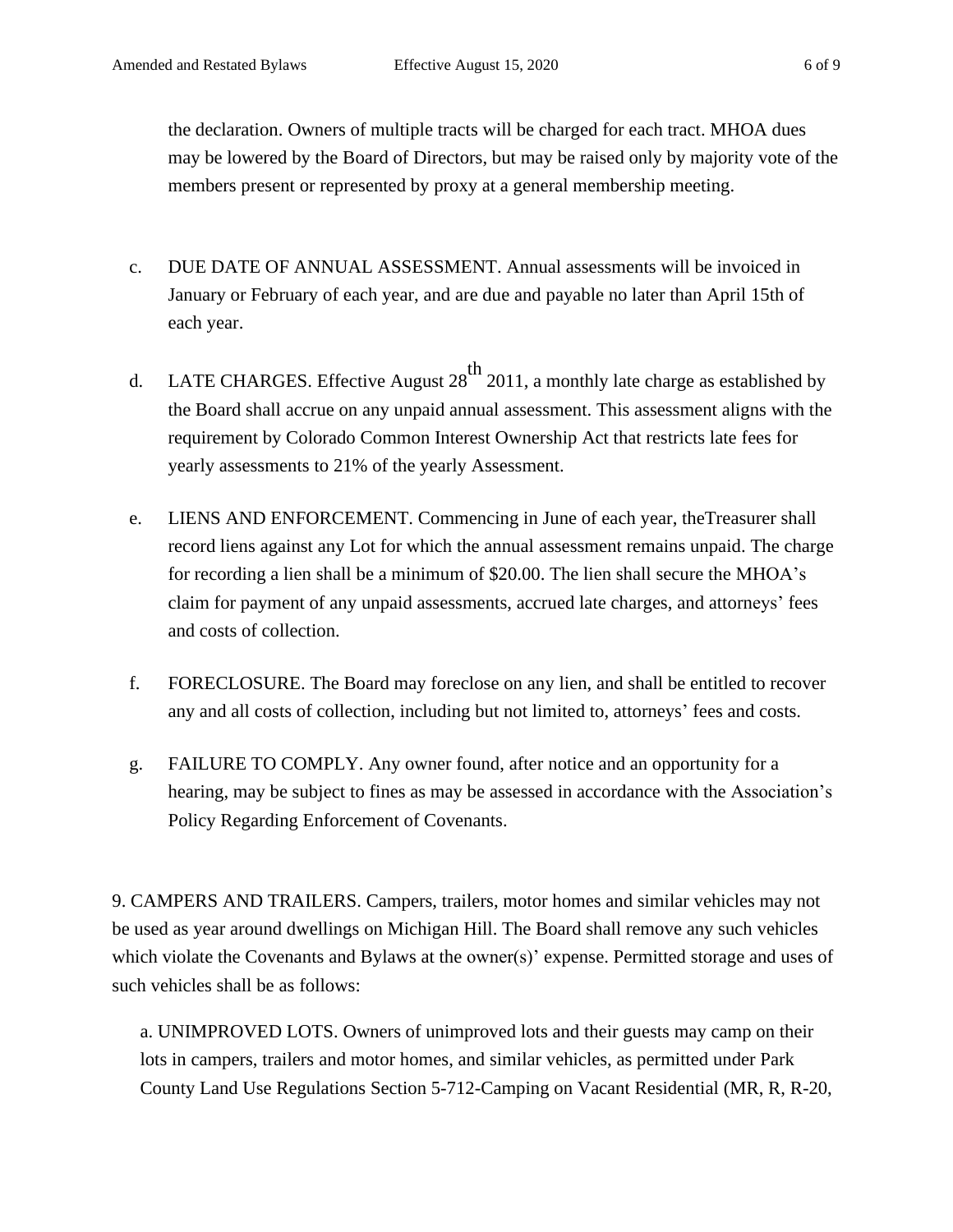the declaration. Owners of multiple tracts will be charged for each tract. MHOA dues may be lowered by the Board of Directors, but may be raised only by majority vote of the members present or represented by proxy at a general membership meeting.

c. DUE DATE OF ANNUAL ASSESSMENT. Annual assessments will be invoiced in January or February of each year, and are due and payable no later than April 15th of each year.

d. LATE CHARGES. Effective August 28th 2011, a monthly late charge as established by the Board shall accrue on any unpaid annual assessment. This assessment aligns with the requirement by Colorado Common Interest Ownership Act that restricts late fees for yearly assessments to 21% of the yearly Assessment.

e. LIENS AND ENFORCEMENT. Commencing in June of each year, theTreasurer shall record liens against any Lot for which the annual assessment remains unpaid. The charge for recording a lien shall be a minimum of $20.00. The lien shall secure the MHOA's claim for payment of any unpaid assessments, accrued late charges, and attorneys' fees and costs of collection.

f. FORECLOSURE. The Board may foreclose on any lien, and shall be entitled to recover any and all costs of collection, including but not limited to, attorneys' fees and costs.

g. FAILURE TO COMPLY. Any owner found, after notice and an opportunity for a hearing, may be subject to fines as may be assessed in accordance with the Association's Policy Regarding Enforcement of Covenants.

9. CAMPERS AND TRAILERS. Campers, trailers, motor homes and similar vehicles may not be used as year around dwellings on Michigan Hill. The Board shall remove any such vehicles which violate the Covenants and Bylaws at the owner(s)' expense. Permitted storage and uses of such vehicles shall be as follows:

a. UNIMPROVED LOTS. Owners of unimproved lots and their guests may camp on their lots in campers, trailers and motor homes, and similar vehicles, as permitted under Park County Land Use Regulations Section 5-712-Camping on Vacant Residential (MR, R, R-20,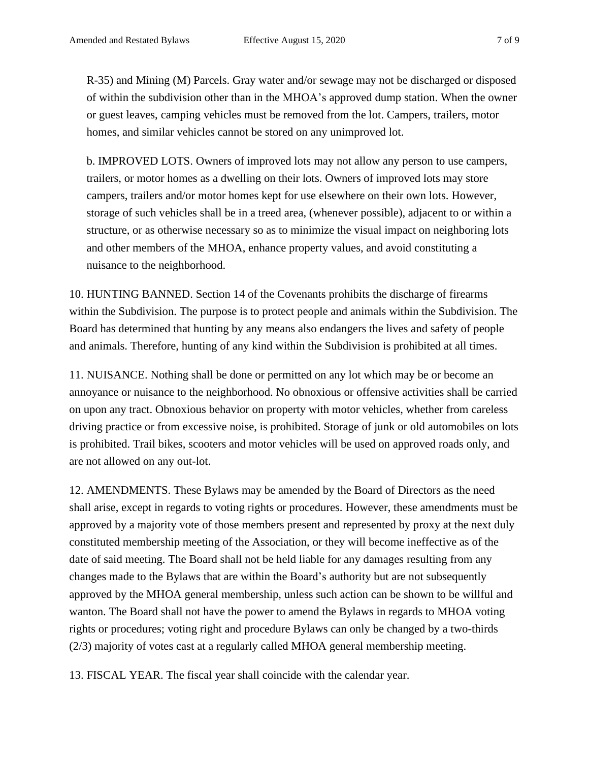R-35) and Mining (M) Parcels. Gray water and/or sewage may not be discharged or disposed of within the subdivision other than in the MHOA's approved dump station. When the owner or guest leaves, camping vehicles must be removed from the lot. Campers, trailers, motor homes, and similar vehicles cannot be stored on any unimproved lot.

b. IMPROVED LOTS. Owners of improved lots may not allow any person to use campers, trailers, or motor homes as a dwelling on their lots. Owners of improved lots may store campers, trailers and/or motor homes kept for use elsewhere on their own lots. However, storage of such vehicles shall be in a treed area, (whenever possible), adjacent to or within a structure, or as otherwise necessary so as to minimize the visual impact on neighboring lots and other members of the MHOA, enhance property values, and avoid constituting a nuisance to the neighborhood.

10. HUNTING BANNED. Section 14 of the Covenants prohibits the discharge of firearms within the Subdivision. The purpose is to protect people and animals within the Subdivision. The Board has determined that hunting by any means also endangers the lives and safety of people and animals. Therefore, hunting of any kind within the Subdivision is prohibited at all times.

11. NUISANCE. Nothing shall be done or permitted on any lot which may be or become an annoyance or nuisance to the neighborhood. No obnoxious or offensive activities shall be carried on upon any tract. Obnoxious behavior on property with motor vehicles, whether from careless driving practice or from excessive noise, is prohibited. Storage of junk or old automobiles on lots is prohibited. Trail bikes, scooters and motor vehicles will be used on approved roads only, and are not allowed on any out-lot.

12. AMENDMENTS. These Bylaws may be amended by the Board of Directors as the need shall arise, except in regards to voting rights or procedures. However, these amendments must be approved by a majority vote of those members present and represented by proxy at the next duly constituted membership meeting of the Association, or they will become ineffective as of the date of said meeting. The Board shall not be held liable for any damages resulting from any changes made to the Bylaws that are within the Board's authority but are not subsequently approved by the MHOA general membership, unless such action can be shown to be willful and wanton. The Board shall not have the power to amend the Bylaws in regards to MHOA voting rights or procedures; voting right and procedure Bylaws can only be changed by a two-thirds (2/3) majority of votes cast at a regularly called MHOA general membership meeting.

13. FISCAL YEAR. The fiscal year shall coincide with the calendar year.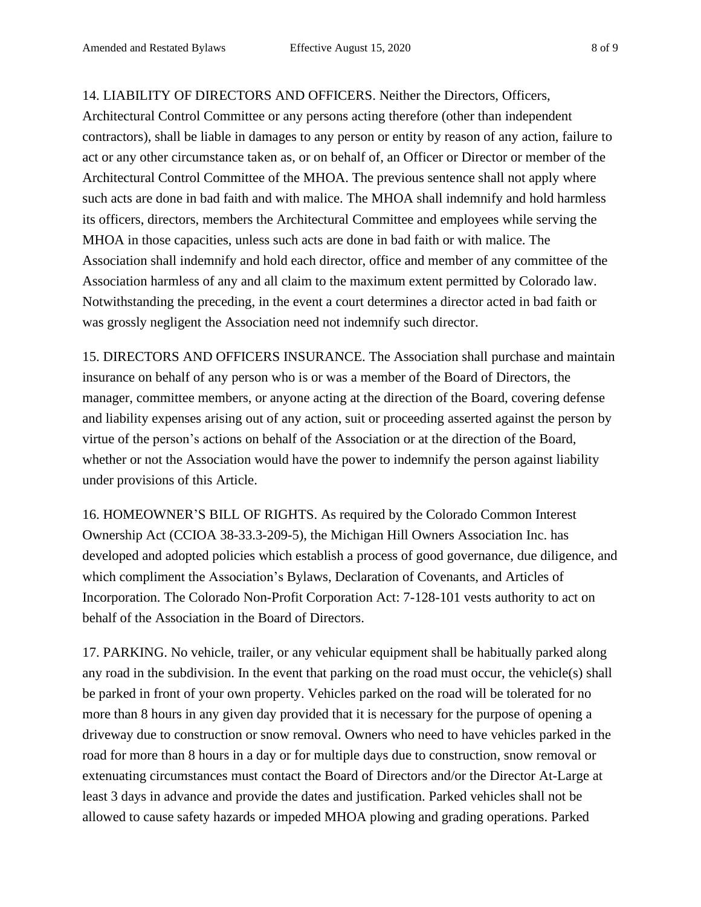14. LIABILITY OF DIRECTORS AND OFFICERS. Neither the Directors, Officers, Architectural Control Committee or any persons acting therefore (other than independent contractors), shall be liable in damages to any person or entity by reason of any action, failure to act or any other circumstance taken as, or on behalf of, an Officer or Director or member of the Architectural Control Committee of the MHOA. The previous sentence shall not apply where such acts are done in bad faith and with malice. The MHOA shall indemnify and hold harmless its officers, directors, members the Architectural Committee and employees while serving the MHOA in those capacities, unless such acts are done in bad faith or with malice. The Association shall indemnify and hold each director, office and member of any committee of the Association harmless of any and all claim to the maximum extent permitted by Colorado law. Notwithstanding the preceding, in the event a court determines a director acted in bad faith or was grossly negligent the Association need not indemnify such director.

15. DIRECTORS AND OFFICERS INSURANCE. The Association shall purchase and maintain insurance on behalf of any person who is or was a member of the Board of Directors, the manager, committee members, or anyone acting at the direction of the Board, covering defense and liability expenses arising out of any action, suit or proceeding asserted against the person by virtue of the person's actions on behalf of the Association or at the direction of the Board, whether or not the Association would have the power to indemnify the person against liability under provisions of this Article.

16. HOMEOWNER'S BILL OF RIGHTS. As required by the Colorado Common Interest Ownership Act (CCIOA 38-33.3-209-5), the Michigan Hill Owners Association Inc. has developed and adopted policies which establish a process of good governance, due diligence, and which compliment the Association's Bylaws, Declaration of Covenants, and Articles of Incorporation. The Colorado Non-Profit Corporation Act: 7-128-101 vests authority to act on behalf of the Association in the Board of Directors.

17. PARKING. No vehicle, trailer, or any vehicular equipment shall be habitually parked along any road in the subdivision. In the event that parking on the road must occur, the vehicle(s) shall be parked in front of your own property. Vehicles parked on the road will be tolerated for no more than 8 hours in any given day provided that it is necessary for the purpose of opening a driveway due to construction or snow removal. Owners who need to have vehicles parked in the road for more than 8 hours in a day or for multiple days due to construction, snow removal or extenuating circumstances must contact the Board of Directors and/or the Director At-Large at least 3 days in advance and provide the dates and justification. Parked vehicles shall not be allowed to cause safety hazards or impeded MHOA plowing and grading operations. Parked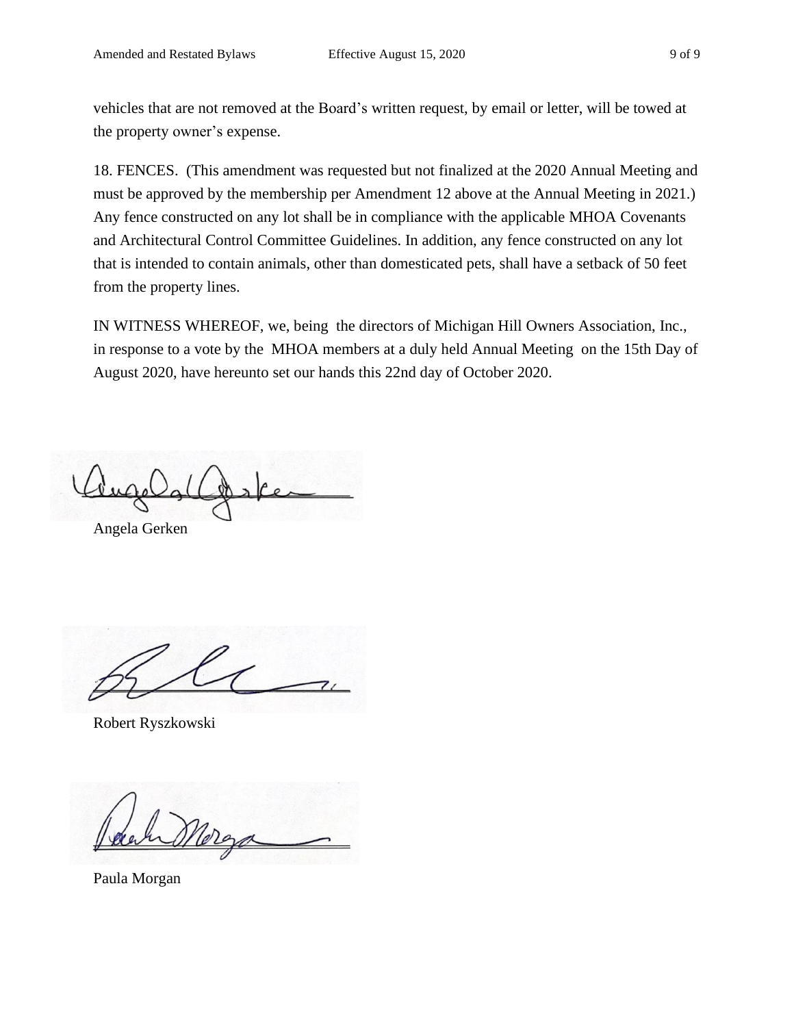vehicles that are not removed at the Board's written request, by email or letter, will be towed at the property owner's expense.

18. FENCES. (This amendment was requested but not finalized at the 2020 Annual Meeting and must be approved by the membership per Amendment 12 above at the Annual Meeting in 2021.) Any fence constructed on any lot shall be in compliance with the applicable MHOA Covenants and Architectural Control Committee Guidelines. In addition, any fence constructed on any lot that is intended to contain animals, other than domesticated pets, shall have a setback of 50 feet from the property lines.

IN WITNESS WHEREOF, we, being the directors of Michigan Hill Owners Association, Inc., in response to a vote by the MHOA members at a duly held Annual Meeting on the 15th Day of August 2020, have hereunto set our hands this 22nd day of October 2020.

Angela Gerken

Robert Ryszkowski

Paula Morgan